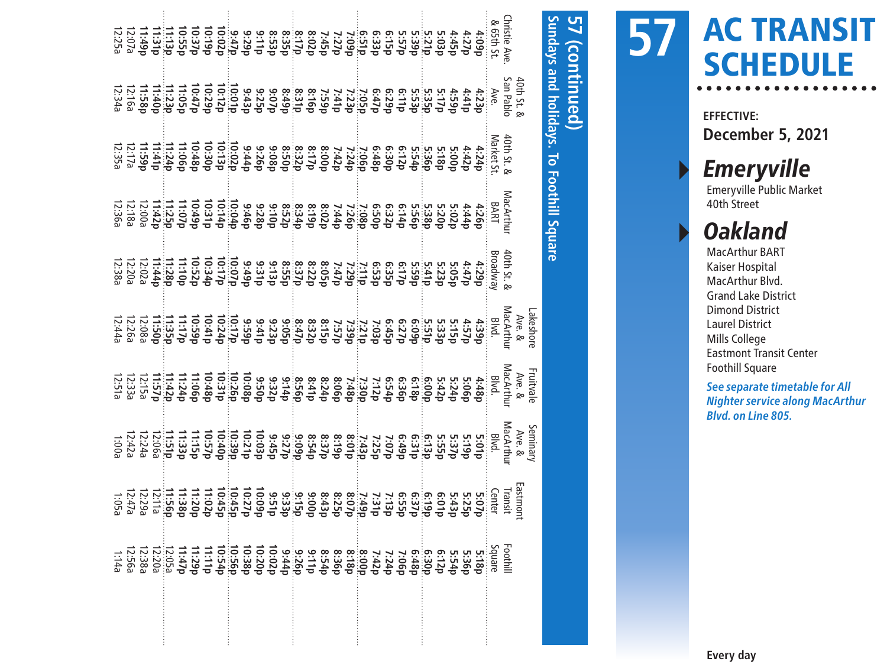# AC TRANSIT SCHEDULE

# 57

**EFFECTIVE:**
**December 5, 2021**

## *Emeryville*

Emeryville Public Market
40th Street

## *Oakland*

MacArthur BART
Kaiser Hospital
MacArthur Blvd.
Grand Lake District
Dimond District
Laurel District
Mills College
Eastmont Transit Center
Foothill Square

***See separate timetable for All Nighter service along MacArthur Blvd. on Line 805.***

**Every day**

## 57 (continued)

### Sundays and holidays. To Foothill Square

| Christie Ave. & 65th St. | 40th St. & San Pablo Ave. | 40th St. & Market St. | MacArthur BART | 40th St. & Broadway | Lakeshore Ave. & MacArthur Blvd. | Fruitvale Ave. & MacArthur Blvd. | Seminary Ave. & MacArthur Blvd. | Eastmont Transit Center | Foothill Square |
|---|---|---|---|---|---|---|---|---|---|
| 4:09p | 4:23p | 4:24p | 4:26p | 4:29p | 4:39p | 4:48p | 5:01p | 5:07p | 5:18p |
| 4:27p | 4:41p | 4:42p | 4:44p | 4:47p | 4:57p | 5:06p | 5:19p | 5:25p | 5:36p |
| 4:45p | 4:59p | 5:00p | 5:02p | 5:05p | 5:15p | 5:24p | 5:37p | 5:43p | 5:54p |
| 5:03p | 5:17p | 5:18p | 5:20p | 5:23p | 5:33p | 5:42p | 5:55p | 6:01p | 6:12p |
| 5:21p | 5:35p | 5:36p | 5:38p | 5:41p | 5:51p | 6:00p | 6:13p | 6:19p | 6:30p |
| 5:39p | 5:53p | 5:54p | 5:56p | 5:59p | 6:09p | 6:18p | 6:31p | 6:37p | 6:48p |
| 5:57p | 6:11p | 6:12p | 6:14p | 6:17p | 6:27p | 6:36p | 6:49p | 6:55p | 7:06p |
| 6:15p | 6:29p | 6:30p | 6:32p | 6:35p | 6:45p | 6:54p | 7:07p | 7:13p | 7:24p |
| 6:33p | 6:47p | 6:48p | 6:50p | 6:53p | 7:03p | 7:12p | 7:25p | 7:31p | 7:42p |
| 6:51p | 7:05p | 7:06p | 7:08p | 7:11p | 7:21p | 7:30p | 7:43p | 7:49p | 8:00p |
| 7:09p | 7:23p | 7:24p | 7:26p | 7:29p | 7:39p | 7:48p | 8:01p | 8:07p | 8:18p |
| 7:27p | 7:41p | 7:42p | 7:44p | 7:47p | 7:57p | 8:06p | 8:19p | 8:25p | 8:36p |
| 7:45p | 7:59p | 8:00p | 8:02p | 8:05p | 8:15p | 8:24p | 8:37p | 8:43p | 8:54p |
| 8:02p | 8:16p | 8:17p | 8:19p | 8:22p | 8:32p | 8:41p | 8:54p | 9:00p | 9:11p |
| 8:17p | 8:31p | 8:32p | 8:34p | 8:37p | 8:47p | 8:56p | 9:09p | 9:15p | 9:26p |
| 8:35p | 8:49p | 8:50p | 8:52p | 8:55p | 9:05p | 9:14p | 9:27p | 9:33p | 9:44p |
| 8:53p | 9:07p | 9:08p | 9:10p | 9:13p | 9:23p | 9:32p | 9:45p | 9:51p | 10:02p |
| 9:11p | 9:25p | 9:26p | 9:28p | 9:31p | 9:41p | 9:50p | 10:03p | 10:09p | 10:20p |
| 9:29p | 9:43p | 9:44p | 9:46p | 9:49p | 9:59p | 10:08p | 10:21p | 10:27p | 10:38p |
| 9:47p | 10:01p | 10:02p | 10:04p | 10:07p | 10:17p | 10:26p | 10:39p | 10:45p | 10:56p |
| 10:02p | 10:12p | 10:13p | 10:14p | 10:17p | 10:24p | 10:31p | 10:40p | 10:45p | 10:54p |
| 10:19p | 10:29p | 10:30p | 10:31p | 10:34p | 10:41p | 10:48p | 10:57p | 11:02p | 11:11p |
| 10:37p | 10:47p | 10:48p | 10:49p | 10:52p | 10:59p | 11:06p | 11:15p | 11:20p | 11:29p |
| 10:55p | 11:05p | 11:06p | 11:07p | 11:10p | 11:17p | 11:24p | 11:33p | 11:38p | 11:47p |
| 11:13p | 11:23p | 11:24p | 11:25p | 11:28p | 11:35p | 11:42p | 11:51p | 11:56p | 12:05a |
| 11:31p | 11:40p | 11:41p | 11:42p | 11:44p | 11:50p | 11:57p | 12:06a | 12:11a | 12:20a |
| 11:49p | 11:58p | 11:59p | 12:00a | 12:02a | 12:08a | 12:15a | 12:24a | 12:29a | 12:38a |
| 12:07a | 12:16a | 12:17a | 12:18a | 12:20a | 12:26a | 12:33a | 12:42a | 12:47a | 12:56a |
| 12:25a | 12:34a | 12:35a | 12:36a | 12:38a | 12:44a | 12:51a | 1:00a | 1:05a | 1:14a |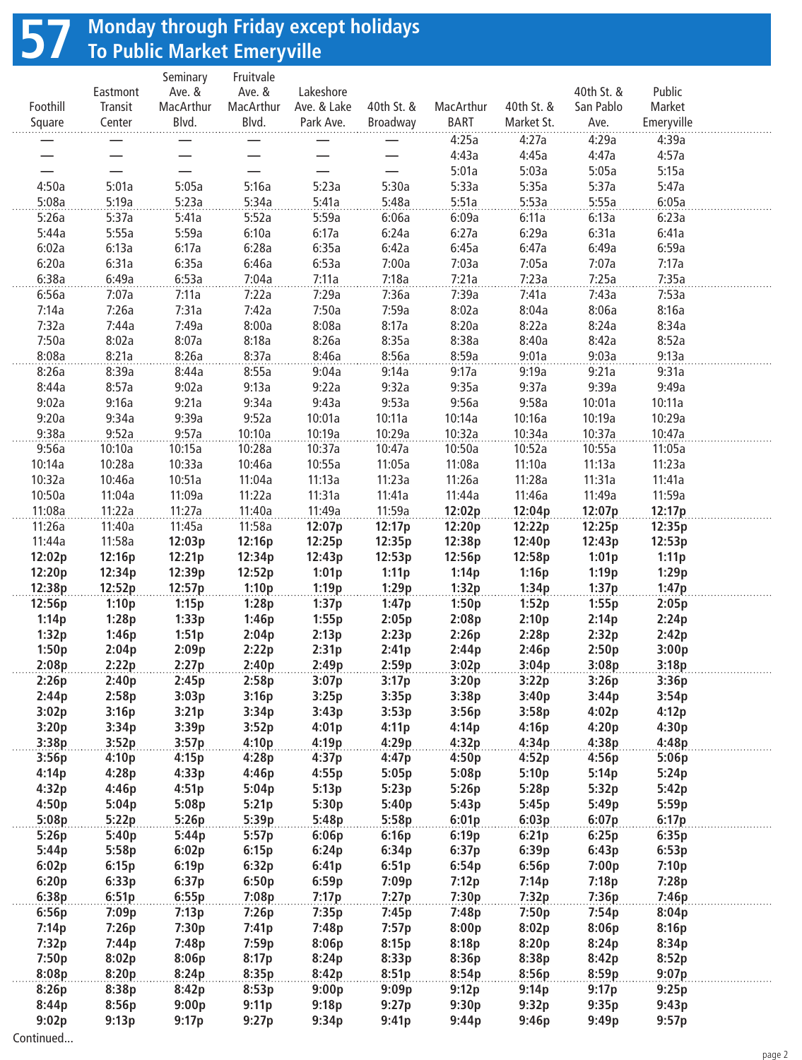# 57 Monday through Friday except holidays
## To Public Market Emeryville

| Foothill Square | Eastmont Transit Center | Seminary Ave. & MacArthur Blvd. | Fruitvale Ave. & MacArthur Blvd. | Lakeshore Ave. & Lake Park Ave. | 40th St. & Broadway | MacArthur BART | 40th St. & Market St. | 40th St. & San Pablo Ave. | Public Market Emeryville |
|---|---|---|---|---|---|---|---|---|---|
| — | — | — | — | — | — | 4:25a | 4:27a | 4:29a | 4:39a |
| — | — | — | — | — | — | 4:43a | 4:45a | 4:47a | 4:57a |
| — | — | — | — | — | — | 5:01a | 5:03a | 5:05a | 5:15a |
| 4:50a | 5:01a | 5:05a | 5:16a | 5:23a | 5:30a | 5:33a | 5:35a | 5:37a | 5:47a |
| 5:08a | 5:19a | 5:23a | 5:34a | 5:41a | 5:48a | 5:51a | 5:53a | 5:55a | 6:05a |
| 5:26a | 5:37a | 5:41a | 5:52a | 5:59a | 6:06a | 6:09a | 6:11a | 6:13a | 6:23a |
| 5:44a | 5:55a | 5:59a | 6:10a | 6:17a | 6:24a | 6:27a | 6:29a | 6:31a | 6:41a |
| 6:02a | 6:13a | 6:17a | 6:28a | 6:35a | 6:42a | 6:45a | 6:47a | 6:49a | 6:59a |
| 6:20a | 6:31a | 6:35a | 6:46a | 6:53a | 7:00a | 7:03a | 7:05a | 7:07a | 7:17a |
| 6:38a | 6:49a | 6:53a | 7:04a | 7:11a | 7:18a | 7:21a | 7:23a | 7:25a | 7:35a |
| 6:56a | 7:07a | 7:11a | 7:22a | 7:29a | 7:36a | 7:39a | 7:41a | 7:43a | 7:53a |
| 7:14a | 7:26a | 7:31a | 7:42a | 7:50a | 7:59a | 8:02a | 8:04a | 8:06a | 8:16a |
| 7:32a | 7:44a | 7:49a | 8:00a | 8:08a | 8:17a | 8:20a | 8:22a | 8:24a | 8:34a |
| 7:50a | 8:02a | 8:07a | 8:18a | 8:26a | 8:35a | 8:38a | 8:40a | 8:42a | 8:52a |
| 8:08a | 8:21a | 8:26a | 8:37a | 8:46a | 8:56a | 8:59a | 9:01a | 9:03a | 9:13a |
| 8:26a | 8:39a | 8:44a | 8:55a | 9:04a | 9:14a | 9:17a | 9:19a | 9:21a | 9:31a |
| 8:44a | 8:57a | 9:02a | 9:13a | 9:22a | 9:32a | 9:35a | 9:37a | 9:39a | 9:49a |
| 9:02a | 9:16a | 9:21a | 9:34a | 9:43a | 9:53a | 9:56a | 9:58a | 10:01a | 10:11a |
| 9:20a | 9:34a | 9:39a | 9:52a | 10:01a | 10:11a | 10:14a | 10:16a | 10:19a | 10:29a |
| 9:38a | 9:52a | 9:57a | 10:10a | 10:19a | 10:29a | 10:32a | 10:34a | 10:37a | 10:47a |
| 9:56a | 10:10a | 10:15a | 10:28a | 10:37a | 10:47a | 10:50a | 10:52a | 10:55a | 11:05a |
| 10:14a | 10:28a | 10:33a | 10:46a | 10:55a | 11:05a | 11:08a | 11:10a | 11:13a | 11:23a |
| 10:32a | 10:46a | 10:51a | 11:04a | 11:13a | 11:23a | 11:26a | 11:28a | 11:31a | 11:41a |
| 10:50a | 11:04a | 11:09a | 11:22a | 11:31a | 11:41a | 11:44a | 11:46a | 11:49a | 11:59a |
| 11:08a | 11:22a | 11:27a | 11:40a | 11:49a | 11:59a | **12:02p** | **12:04p** | **12:07p** | **12:17p** |
| 11:26a | 11:40a | 11:45a | 11:58a | **12:07p** | **12:17p** | **12:20p** | **12:22p** | **12:25p** | **12:35p** |
| 11:44a | 11:58a | **12:03p** | **12:16p** | **12:25p** | **12:35p** | **12:38p** | **12:40p** | **12:43p** | **12:53p** |
| **12:02p** | **12:16p** | **12:21p** | **12:34p** | **12:43p** | **12:53p** | **12:56p** | **12:58p** | **1:01p** | **1:11p** |
| **12:20p** | **12:34p** | **12:39p** | **12:52p** | **1:01p** | **1:11p** | **1:14p** | **1:16p** | **1:19p** | **1:29p** |
| **12:38p** | **12:52p** | **12:57p** | **1:10p** | **1:19p** | **1:29p** | **1:32p** | **1:34p** | **1:37p** | **1:47p** |
| **12:56p** | **1:10p** | **1:15p** | **1:28p** | **1:37p** | **1:47p** | **1:50p** | **1:52p** | **1:55p** | **2:05p** |
| **1:14p** | **1:28p** | **1:33p** | **1:46p** | **1:55p** | **2:05p** | **2:08p** | **2:10p** | **2:14p** | **2:24p** |
| **1:32p** | **1:46p** | **1:51p** | **2:04p** | **2:13p** | **2:23p** | **2:26p** | **2:28p** | **2:32p** | **2:42p** |
| **1:50p** | **2:04p** | **2:09p** | **2:22p** | **2:31p** | **2:41p** | **2:44p** | **2:46p** | **2:50p** | **3:00p** |
| **2:08p** | **2:22p** | **2:27p** | **2:40p** | **2:49p** | **2:59p** | **3:02p** | **3:04p** | **3:08p** | **3:18p** |
| **2:26p** | **2:40p** | **2:45p** | **2:58p** | **3:07p** | **3:17p** | **3:20p** | **3:22p** | **3:26p** | **3:36p** |
| **2:44p** | **2:58p** | **3:03p** | **3:16p** | **3:25p** | **3:35p** | **3:38p** | **3:40p** | **3:44p** | **3:54p** |
| **3:02p** | **3:16p** | **3:21p** | **3:34p** | **3:43p** | **3:53p** | **3:56p** | **3:58p** | **4:02p** | **4:12p** |
| **3:20p** | **3:34p** | **3:39p** | **3:52p** | **4:01p** | **4:11p** | **4:14p** | **4:16p** | **4:20p** | **4:30p** |
| **3:38p** | **3:52p** | **3:57p** | **4:10p** | **4:19p** | **4:29p** | **4:32p** | **4:34p** | **4:38p** | **4:48p** |
| **3:56p** | **4:10p** | **4:15p** | **4:28p** | **4:37p** | **4:47p** | **4:50p** | **4:52p** | **4:56p** | **5:06p** |
| **4:14p** | **4:28p** | **4:33p** | **4:46p** | **4:55p** | **5:05p** | **5:08p** | **5:10p** | **5:14p** | **5:24p** |
| **4:32p** | **4:46p** | **4:51p** | **5:04p** | **5:13p** | **5:23p** | **5:26p** | **5:28p** | **5:32p** | **5:42p** |
| **4:50p** | **5:04p** | **5:08p** | **5:21p** | **5:30p** | **5:40p** | **5:43p** | **5:45p** | **5:49p** | **5:59p** |
| **5:08p** | **5:22p** | **5:26p** | **5:39p** | **5:48p** | **5:58p** | **6:01p** | **6:03p** | **6:07p** | **6:17p** |
| **5:26p** | **5:40p** | **5:44p** | **5:57p** | **6:06p** | **6:16p** | **6:19p** | **6:21p** | **6:25p** | **6:35p** |
| **5:44p** | **5:58p** | **6:02p** | **6:15p** | **6:24p** | **6:34p** | **6:37p** | **6:39p** | **6:43p** | **6:53p** |
| **6:02p** | **6:15p** | **6:19p** | **6:32p** | **6:41p** | **6:51p** | **6:54p** | **6:56p** | **7:00p** | **7:10p** |
| **6:20p** | **6:33p** | **6:37p** | **6:50p** | **6:59p** | **7:09p** | **7:12p** | **7:14p** | **7:18p** | **7:28p** |
| **6:38p** | **6:51p** | **6:55p** | **7:08p** | **7:17p** | **7:27p** | **7:30p** | **7:32p** | **7:36p** | **7:46p** |
| **6:56p** | **7:09p** | **7:13p** | **7:26p** | **7:35p** | **7:45p** | **7:48p** | **7:50p** | **7:54p** | **8:04p** |
| **7:14p** | **7:26p** | **7:30p** | **7:41p** | **7:48p** | **7:57p** | **8:00p** | **8:02p** | **8:06p** | **8:16p** |
| **7:32p** | **7:44p** | **7:48p** | **7:59p** | **8:06p** | **8:15p** | **8:18p** | **8:20p** | **8:24p** | **8:34p** |
| **7:50p** | **8:02p** | **8:06p** | **8:17p** | **8:24p** | **8:33p** | **8:36p** | **8:38p** | **8:42p** | **8:52p** |
| **8:08p** | **8:20p** | **8:24p** | **8:35p** | **8:42p** | **8:51p** | **8:54p** | **8:56p** | **8:59p** | **9:07p** |
| **8:26p** | **8:38p** | **8:42p** | **8:53p** | **9:00p** | **9:09p** | **9:12p** | **9:14p** | **9:17p** | **9:25p** |
| **8:44p** | **8:56p** | **9:00p** | **9:11p** | **9:18p** | **9:27p** | **9:30p** | **9:32p** | **9:35p** | **9:43p** |
| **9:02p** | **9:13p** | **9:17p** | **9:27p** | **9:34p** | **9:41p** | **9:44p** | **9:46p** | **9:49p** | **9:57p** |

Continued...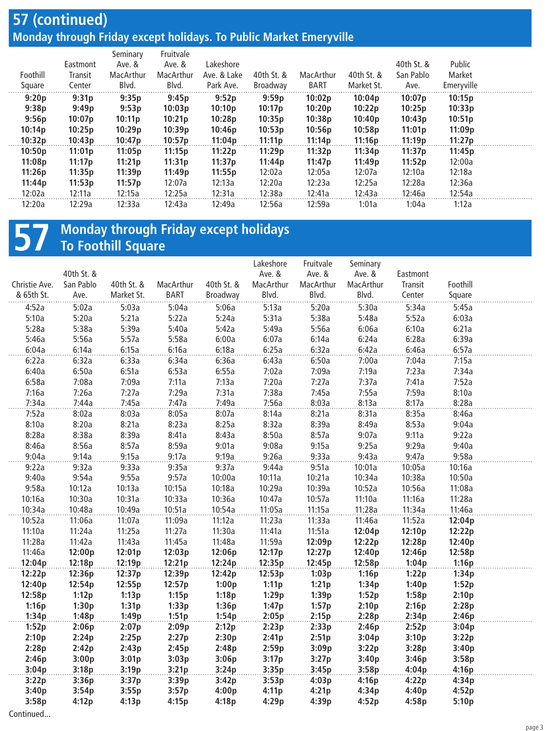## 57 (continued)
### Monday through Friday except holidays. To Public Market Emeryville

| Foothill Square | Eastmont Transit Center | Seminary Ave. & MacArthur Blvd. | Fruitvale Ave. & MacArthur Blvd. | Lakeshore Ave. & Lake Park Ave. | 40th St. & Broadway | MacArthur BART | 40th St. & Market St. | 40th St. & San Pablo Ave. | Public Market Emeryville |
|---|---|---|---|---|---|---|---|---|---|
| **9:20p** | **9:31p** | **9:35p** | **9:45p** | **9:52p** | **9:59p** | **10:02p** | **10:04p** | **10:07p** | **10:15p** |
| **9:38p** | **9:49p** | **9:53p** | **10:03p** | **10:10p** | **10:17p** | **10:20p** | **10:22p** | **10:25p** | **10:33p** |
| **9:56p** | **10:07p** | **10:11p** | **10:21p** | **10:28p** | **10:35p** | **10:38p** | **10:40p** | **10:43p** | **10:51p** |
| **10:14p** | **10:25p** | **10:29p** | **10:39p** | **10:46p** | **10:53p** | **10:56p** | **10:58p** | **11:01p** | **11:09p** |
| **10:32p** | **10:43p** | **10:47p** | **10:57p** | **11:04p** | **11:11p** | **11:14p** | **11:16p** | **11:19p** | **11:27p** |
| **10:50p** | **11:01p** | **11:05p** | **11:15p** | **11:22p** | **11:29p** | **11:32p** | **11:34p** | **11:37p** | **11:45p** |
| **11:08p** | **11:17p** | **11:21p** | **11:31p** | **11:37p** | **11:44p** | **11:47p** | **11:49p** | **11:52p** | 12:00a |
| **11:26p** | **11:35p** | **11:39p** | **11:49p** | **11:55p** | 12:02a | 12:05a | 12:07a | 12:10a | 12:18a |
| **11:44p** | **11:53p** | **11:57p** | 12:07a | 12:13a | 12:20a | 12:23a | 12:25a | 12:28a | 12:36a |
| 12:02a | 12:11a | 12:15a | 12:25a | 12:31a | 12:38a | 12:41a | 12:43a | 12:46a | 12:54a |
| 12:20a | 12:29a | 12:33a | 12:43a | 12:49a | 12:56a | 12:59a | 1:01a | 1:04a | 1:12a |

# 57
## Monday through Friday except holidays
## To Foothill Square

| Christie Ave. & 65th St. | 40th St. & San Pablo Ave. | 40th St. & Market St. | MacArthur BART | 40th St. & Broadway | Lakeshore Ave. & MacArthur Blvd. | Fruitvale Ave. & MacArthur Blvd. | Seminary Ave. & MacArthur Blvd. | Eastmont Transit Center | Foothill Square |
|---|---|---|---|---|---|---|---|---|---|
| 4:52a | 5:02a | 5:03a | 5:04a | 5:06a | 5:13a | 5:20a | 5:30a | 5:34a | 5:45a |
| 5:10a | 5:20a | 5:21a | 5:22a | 5:24a | 5:31a | 5:38a | 5:48a | 5:52a | 6:03a |
| 5:28a | 5:38a | 5:39a | 5:40a | 5:42a | 5:49a | 5:56a | 6:06a | 6:10a | 6:21a |
| 5:46a | 5:56a | 5:57a | 5:58a | 6:00a | 6:07a | 6:14a | 6:24a | 6:28a | 6:39a |
| 6:04a | 6:14a | 6:15a | 6:16a | 6:18a | 6:25a | 6:32a | 6:42a | 6:46a | 6:57a |
| 6:22a | 6:32a | 6:33a | 6:34a | 6:36a | 6:43a | 6:50a | 7:00a | 7:04a | 7:15a |
| 6:40a | 6:50a | 6:51a | 6:53a | 6:55a | 7:02a | 7:09a | 7:19a | 7:23a | 7:34a |
| 6:58a | 7:08a | 7:09a | 7:11a | 7:13a | 7:20a | 7:27a | 7:37a | 7:41a | 7:52a |
| 7:16a | 7:26a | 7:27a | 7:29a | 7:31a | 7:38a | 7:45a | 7:55a | 7:59a | 8:10a |
| 7:34a | 7:44a | 7:45a | 7:47a | 7:49a | 7:56a | 8:03a | 8:13a | 8:17a | 8:28a |
| 7:52a | 8:02a | 8:03a | 8:05a | 8:07a | 8:14a | 8:21a | 8:31a | 8:35a | 8:46a |
| 8:10a | 8:20a | 8:21a | 8:23a | 8:25a | 8:32a | 8:39a | 8:49a | 8:53a | 9:04a |
| 8:28a | 8:38a | 8:39a | 8:41a | 8:43a | 8:50a | 8:57a | 9:07a | 9:11a | 9:22a |
| 8:46a | 8:56a | 8:57a | 8:59a | 9:01a | 9:08a | 9:15a | 9:25a | 9:29a | 9:40a |
| 9:04a | 9:14a | 9:15a | 9:17a | 9:19a | 9:26a | 9:33a | 9:43a | 9:47a | 9:58a |
| 9:22a | 9:32a | 9:33a | 9:35a | 9:37a | 9:44a | 9:51a | 10:01a | 10:05a | 10:16a |
| 9:40a | 9:54a | 9:55a | 9:57a | 10:00a | 10:11a | 10:21a | 10:34a | 10:38a | 10:50a |
| 9:58a | 10:12a | 10:13a | 10:15a | 10:18a | 10:29a | 10:39a | 10:52a | 10:56a | 11:08a |
| 10:16a | 10:30a | 10:31a | 10:33a | 10:36a | 10:47a | 10:57a | 11:10a | 11:16a | 11:28a |
| 10:34a | 10:48a | 10:49a | 10:51a | 10:54a | 11:05a | 11:15a | 11:28a | 11:34a | 11:46a |
| 10:52a | 11:06a | 11:07a | 11:09a | 11:12a | 11:23a | 11:33a | 11:46a | 11:52a | **12:04p** |
| 11:10a | 11:24a | 11:25a | 11:27a | 11:30a | 11:41a | 11:51a | **12:04p** | **12:10p** | **12:22p** |
| 11:28a | 11:42a | 11:43a | 11:45a | 11:48a | 11:59a | **12:09p** | **12:22p** | **12:28p** | **12:40p** |
| 11:46a | **12:00p** | **12:01p** | **12:03p** | **12:06p** | **12:17p** | **12:27p** | **12:40p** | **12:46p** | **12:58p** |
| **12:04p** | **12:18p** | **12:19p** | **12:21p** | **12:24p** | **12:35p** | **12:45p** | **12:58p** | **1:04p** | **1:16p** |
| **12:22p** | **12:36p** | **12:37p** | **12:39p** | **12:42p** | **12:53p** | **1:03p** | **1:16p** | **1:22p** | **1:34p** |
| **12:40p** | **12:54p** | **12:55p** | **12:57p** | **1:00p** | **1:11p** | **1:21p** | **1:34p** | **1:40p** | **1:52p** |
| **12:58p** | **1:12p** | **1:13p** | **1:15p** | **1:18p** | **1:29p** | **1:39p** | **1:52p** | **1:58p** | **2:10p** |
| **1:16p** | **1:30p** | **1:31p** | **1:33p** | **1:36p** | **1:47p** | **1:57p** | **2:10p** | **2:16p** | **2:28p** |
| **1:34p** | **1:48p** | **1:49p** | **1:51p** | **1:54p** | **2:05p** | **2:15p** | **2:28p** | **2:34p** | **2:46p** |
| **1:52p** | **2:06p** | **2:07p** | **2:09p** | **2:12p** | **2:23p** | **2:33p** | **2:46p** | **2:52p** | **3:04p** |
| **2:10p** | **2:24p** | **2:25p** | **2:27p** | **2:30p** | **2:41p** | **2:51p** | **3:04p** | **3:10p** | **3:22p** |
| **2:28p** | **2:42p** | **2:43p** | **2:45p** | **2:48p** | **2:59p** | **3:09p** | **3:22p** | **3:28p** | **3:40p** |
| **2:46p** | **3:00p** | **3:01p** | **3:03p** | **3:06p** | **3:17p** | **3:27p** | **3:40p** | **3:46p** | **3:58p** |
| **3:04p** | **3:18p** | **3:19p** | **3:21p** | **3:24p** | **3:35p** | **3:45p** | **3:58p** | **4:04p** | **4:16p** |
| **3:22p** | **3:36p** | **3:37p** | **3:39p** | **3:42p** | **3:53p** | **4:03p** | **4:16p** | **4:22p** | **4:34p** |
| **3:40p** | **3:54p** | **3:55p** | **3:57p** | **4:00p** | **4:11p** | **4:21p** | **4:34p** | **4:40p** | **4:52p** |
| **3:58p** | **4:12p** | **4:13p** | **4:15p** | **4:18p** | **4:29p** | **4:39p** | **4:52p** | **4:58p** | **5:10p** |

Continued...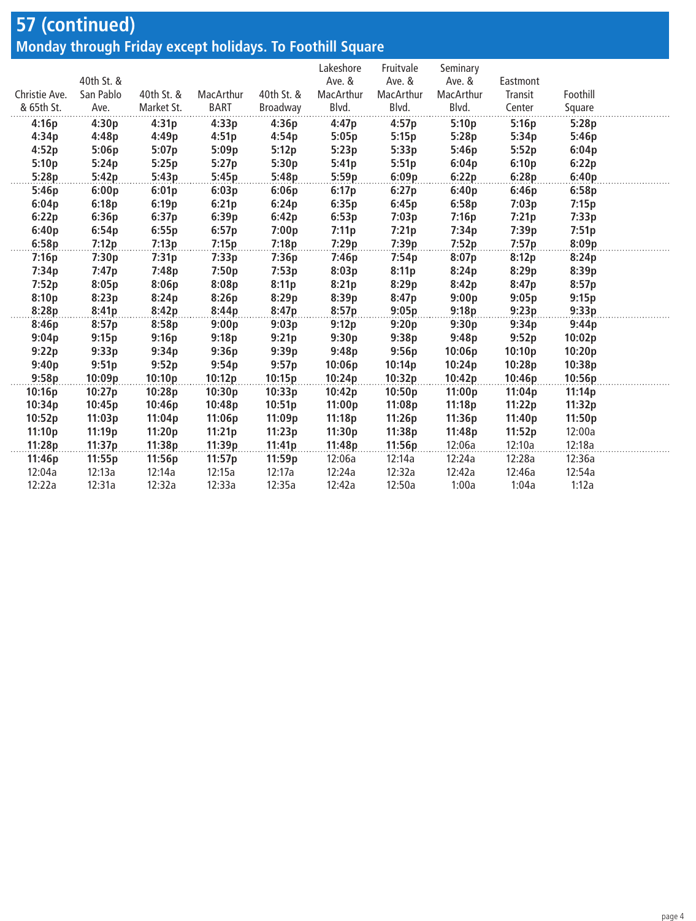## 57 (continued)

### Monday through Friday except holidays. To Foothill Square

| Christie Ave. & 65th St. | 40th St. & San Pablo Ave. | 40th St. & Market St. | MacArthur BART | 40th St. & Broadway | Lakeshore Ave. & MacArthur Blvd. | Fruitvale Ave. & MacArthur Blvd. | Seminary Ave. & MacArthur Blvd. | Eastmont Transit Center | Foothill Square |
|---|---|---|---|---|---|---|---|---|---|
| **4:16p** | **4:30p** | **4:31p** | **4:33p** | **4:36p** | **4:47p** | **4:57p** | **5:10p** | **5:16p** | **5:28p** |
| **4:34p** | **4:48p** | **4:49p** | **4:51p** | **4:54p** | **5:05p** | **5:15p** | **5:28p** | **5:34p** | **5:46p** |
| **4:52p** | **5:06p** | **5:07p** | **5:09p** | **5:12p** | **5:23p** | **5:33p** | **5:46p** | **5:52p** | **6:04p** |
| **5:10p** | **5:24p** | **5:25p** | **5:27p** | **5:30p** | **5:41p** | **5:51p** | **6:04p** | **6:10p** | **6:22p** |
| **5:28p** | **5:42p** | **5:43p** | **5:45p** | **5:48p** | **5:59p** | **6:09p** | **6:22p** | **6:28p** | **6:40p** |
| **5:46p** | **6:00p** | **6:01p** | **6:03p** | **6:06p** | **6:17p** | **6:27p** | **6:40p** | **6:46p** | **6:58p** |
| **6:04p** | **6:18p** | **6:19p** | **6:21p** | **6:24p** | **6:35p** | **6:45p** | **6:58p** | **7:03p** | **7:15p** |
| **6:22p** | **6:36p** | **6:37p** | **6:39p** | **6:42p** | **6:53p** | **7:03p** | **7:16p** | **7:21p** | **7:33p** |
| **6:40p** | **6:54p** | **6:55p** | **6:57p** | **7:00p** | **7:11p** | **7:21p** | **7:34p** | **7:39p** | **7:51p** |
| **6:58p** | **7:12p** | **7:13p** | **7:15p** | **7:18p** | **7:29p** | **7:39p** | **7:52p** | **7:57p** | **8:09p** |
| **7:16p** | **7:30p** | **7:31p** | **7:33p** | **7:36p** | **7:46p** | **7:54p** | **8:07p** | **8:12p** | **8:24p** |
| **7:34p** | **7:47p** | **7:48p** | **7:50p** | **7:53p** | **8:03p** | **8:11p** | **8:24p** | **8:29p** | **8:39p** |
| **7:52p** | **8:05p** | **8:06p** | **8:08p** | **8:11p** | **8:21p** | **8:29p** | **8:42p** | **8:47p** | **8:57p** |
| **8:10p** | **8:23p** | **8:24p** | **8:26p** | **8:29p** | **8:39p** | **8:47p** | **9:00p** | **9:05p** | **9:15p** |
| **8:28p** | **8:41p** | **8:42p** | **8:44p** | **8:47p** | **8:57p** | **9:05p** | **9:18p** | **9:23p** | **9:33p** |
| **8:46p** | **8:57p** | **8:58p** | **9:00p** | **9:03p** | **9:12p** | **9:20p** | **9:30p** | **9:34p** | **9:44p** |
| **9:04p** | **9:15p** | **9:16p** | **9:18p** | **9:21p** | **9:30p** | **9:38p** | **9:48p** | **9:52p** | **10:02p** |
| **9:22p** | **9:33p** | **9:34p** | **9:36p** | **9:39p** | **9:48p** | **9:56p** | **10:06p** | **10:10p** | **10:20p** |
| **9:40p** | **9:51p** | **9:52p** | **9:54p** | **9:57p** | **10:06p** | **10:14p** | **10:24p** | **10:28p** | **10:38p** |
| **9:58p** | **10:09p** | **10:10p** | **10:12p** | **10:15p** | **10:24p** | **10:32p** | **10:42p** | **10:46p** | **10:56p** |
| **10:16p** | **10:27p** | **10:28p** | **10:30p** | **10:33p** | **10:42p** | **10:50p** | **11:00p** | **11:04p** | **11:14p** |
| **10:34p** | **10:45p** | **10:46p** | **10:48p** | **10:51p** | **11:00p** | **11:08p** | **11:18p** | **11:22p** | **11:32p** |
| **10:52p** | **11:03p** | **11:04p** | **11:06p** | **11:09p** | **11:18p** | **11:26p** | **11:36p** | **11:40p** | **11:50p** |
| **11:10p** | **11:19p** | **11:20p** | **11:21p** | **11:23p** | **11:30p** | **11:38p** | **11:48p** | **11:52p** | 12:00a |
| **11:28p** | **11:37p** | **11:38p** | **11:39p** | **11:41p** | **11:48p** | **11:56p** | 12:06a | 12:10a | 12:18a |
| **11:46p** | **11:55p** | **11:56p** | **11:57p** | **11:59p** | 12:06a | 12:14a | 12:24a | 12:28a | 12:36a |
| 12:04a | 12:13a | 12:14a | 12:15a | 12:17a | 12:24a | 12:32a | 12:42a | 12:46a | 12:54a |
| 12:22a | 12:31a | 12:32a | 12:33a | 12:35a | 12:42a | 12:50a | 1:00a | 1:04a | 1:12a |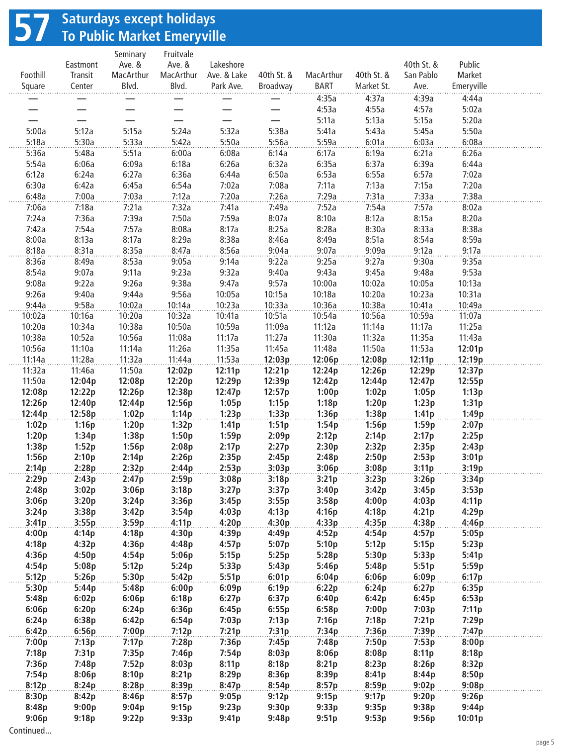# 57 Saturdays except holidays
## To Public Market Emeryville

| Foothill Square | Eastmont Transit Center | Seminary Ave. & MacArthur Blvd. | Fruitvale Ave. & MacArthur Blvd. | Lakeshore Ave. & Lake Park Ave. | 40th St. & Broadway | MacArthur BART | 40th St. & Market St. | 40th St. & San Pablo Ave. | Public Market Emeryville |
|---|---|---|---|---|---|---|---|---|---|
| — | — | — | — | — | — | 4:35a | 4:37a | 4:39a | 4:44a |
| — | — | — | — | — | — | 4:53a | 4:55a | 4:57a | 5:02a |
| — | — | — | — | — | — | 5:11a | 5:13a | 5:15a | 5:20a |
| 5:00a | 5:12a | 5:15a | 5:24a | 5:32a | 5:38a | 5:41a | 5:43a | 5:45a | 5:50a |
| 5:18a | 5:30a | 5:33a | 5:42a | 5:50a | 5:56a | 5:59a | 6:01a | 6:03a | 6:08a |
| 5:36a | 5:48a | 5:51a | 6:00a | 6:08a | 6:14a | 6:17a | 6:19a | 6:21a | 6:26a |
| 5:54a | 6:06a | 6:09a | 6:18a | 6:26a | 6:32a | 6:35a | 6:37a | 6:39a | 6:44a |
| 6:12a | 6:24a | 6:27a | 6:36a | 6:44a | 6:50a | 6:53a | 6:55a | 6:57a | 7:02a |
| 6:30a | 6:42a | 6:45a | 6:54a | 7:02a | 7:08a | 7:11a | 7:13a | 7:15a | 7:20a |
| 6:48a | 7:00a | 7:03a | 7:12a | 7:20a | 7:26a | 7:29a | 7:31a | 7:33a | 7:38a |
| 7:06a | 7:18a | 7:21a | 7:32a | 7:41a | 7:49a | 7:52a | 7:54a | 7:57a | 8:02a |
| 7:24a | 7:36a | 7:39a | 7:50a | 7:59a | 8:07a | 8:10a | 8:12a | 8:15a | 8:20a |
| 7:42a | 7:54a | 7:57a | 8:08a | 8:17a | 8:25a | 8:28a | 8:30a | 8:33a | 8:38a |
| 8:00a | 8:13a | 8:17a | 8:29a | 8:38a | 8:46a | 8:49a | 8:51a | 8:54a | 8:59a |
| 8:18a | 8:31a | 8:35a | 8:47a | 8:56a | 9:04a | 9:07a | 9:09a | 9:12a | 9:17a |
| 8:36a | 8:49a | 8:53a | 9:05a | 9:14a | 9:22a | 9:25a | 9:27a | 9:30a | 9:35a |
| 8:54a | 9:07a | 9:11a | 9:23a | 9:32a | 9:40a | 9:43a | 9:45a | 9:48a | 9:53a |
| 9:08a | 9:22a | 9:26a | 9:38a | 9:47a | 9:57a | 10:00a | 10:02a | 10:05a | 10:13a |
| 9:26a | 9:40a | 9:44a | 9:56a | 10:05a | 10:15a | 10:18a | 10:20a | 10:23a | 10:31a |
| 9:44a | 9:58a | 10:02a | 10:14a | 10:23a | 10:33a | 10:36a | 10:38a | 10:41a | 10:49a |
| 10:02a | 10:16a | 10:20a | 10:32a | 10:41a | 10:51a | 10:54a | 10:56a | 10:59a | 11:07a |
| 10:20a | 10:34a | 10:38a | 10:50a | 10:59a | 11:09a | 11:12a | 11:14a | 11:17a | 11:25a |
| 10:38a | 10:52a | 10:56a | 11:08a | 11:17a | 11:27a | 11:30a | 11:32a | 11:35a | 11:43a |
| 10:56a | 11:10a | 11:14a | 11:26a | 11:35a | 11:45a | 11:48a | 11:50a | 11:53a | **12:01p** |
| 11:14a | 11:28a | 11:32a | 11:44a | 11:53a | **12:03p** | **12:06p** | **12:08p** | **12:11p** | **12:19p** |
| 11:32a | 11:46a | 11:50a | **12:02p** | **12:11p** | **12:21p** | **12:24p** | **12:26p** | **12:29p** | **12:37p** |
| 11:50a | **12:04p** | **12:08p** | **12:20p** | **12:29p** | **12:39p** | **12:42p** | **12:44p** | **12:47p** | **12:55p** |
| **12:08p** | **12:22p** | **12:26p** | **12:38p** | **12:47p** | **12:57p** | **1:00p** | **1:02p** | **1:05p** | **1:13p** |
| **12:26p** | **12:40p** | **12:44p** | **12:56p** | **1:05p** | **1:15p** | **1:18p** | **1:20p** | **1:23p** | **1:31p** |
| **12:44p** | **12:58p** | **1:02p** | **1:14p** | **1:23p** | **1:33p** | **1:36p** | **1:38p** | **1:41p** | **1:49p** |
| **1:02p** | **1:16p** | **1:20p** | **1:32p** | **1:41p** | **1:51p** | **1:54p** | **1:56p** | **1:59p** | **2:07p** |
| **1:20p** | **1:34p** | **1:38p** | **1:50p** | **1:59p** | **2:09p** | **2:12p** | **2:14p** | **2:17p** | **2:25p** |
| **1:38p** | **1:52p** | **1:56p** | **2:08p** | **2:17p** | **2:27p** | **2:30p** | **2:32p** | **2:35p** | **2:43p** |
| **1:56p** | **2:10p** | **2:14p** | **2:26p** | **2:35p** | **2:45p** | **2:48p** | **2:50p** | **2:53p** | **3:01p** |
| **2:14p** | **2:28p** | **2:32p** | **2:44p** | **2:53p** | **3:03p** | **3:06p** | **3:08p** | **3:11p** | **3:19p** |
| **2:29p** | **2:43p** | **2:47p** | **2:59p** | **3:08p** | **3:18p** | **3:21p** | **3:23p** | **3:26p** | **3:34p** |
| **2:48p** | **3:02p** | **3:06p** | **3:18p** | **3:27p** | **3:37p** | **3:40p** | **3:42p** | **3:45p** | **3:53p** |
| **3:06p** | **3:20p** | **3:24p** | **3:36p** | **3:45p** | **3:55p** | **3:58p** | **4:00p** | **4:03p** | **4:11p** |
| **3:24p** | **3:38p** | **3:42p** | **3:54p** | **4:03p** | **4:13p** | **4:16p** | **4:18p** | **4:21p** | **4:29p** |
| **3:41p** | **3:55p** | **3:59p** | **4:11p** | **4:20p** | **4:30p** | **4:33p** | **4:35p** | **4:38p** | **4:46p** |
| **4:00p** | **4:14p** | **4:18p** | **4:30p** | **4:39p** | **4:49p** | **4:52p** | **4:54p** | **4:57p** | **5:05p** |
| **4:18p** | **4:32p** | **4:36p** | **4:48p** | **4:57p** | **5:07p** | **5:10p** | **5:12p** | **5:15p** | **5:23p** |
| **4:36p** | **4:50p** | **4:54p** | **5:06p** | **5:15p** | **5:25p** | **5:28p** | **5:30p** | **5:33p** | **5:41p** |
| **4:54p** | **5:08p** | **5:12p** | **5:24p** | **5:33p** | **5:43p** | **5:46p** | **5:48p** | **5:51p** | **5:59p** |
| **5:12p** | **5:26p** | **5:30p** | **5:42p** | **5:51p** | **6:01p** | **6:04p** | **6:06p** | **6:09p** | **6:17p** |
| **5:30p** | **5:44p** | **5:48p** | **6:00p** | **6:09p** | **6:19p** | **6:22p** | **6:24p** | **6:27p** | **6:35p** |
| **5:48p** | **6:02p** | **6:06p** | **6:18p** | **6:27p** | **6:37p** | **6:40p** | **6:42p** | **6:45p** | **6:53p** |
| **6:06p** | **6:20p** | **6:24p** | **6:36p** | **6:45p** | **6:55p** | **6:58p** | **7:00p** | **7:03p** | **7:11p** |
| **6:24p** | **6:38p** | **6:42p** | **6:54p** | **7:03p** | **7:13p** | **7:16p** | **7:18p** | **7:21p** | **7:29p** |
| **6:42p** | **6:56p** | **7:00p** | **7:12p** | **7:21p** | **7:31p** | **7:34p** | **7:36p** | **7:39p** | **7:47p** |
| **7:00p** | **7:13p** | **7:17p** | **7:28p** | **7:36p** | **7:45p** | **7:48p** | **7:50p** | **7:53p** | **8:00p** |
| **7:18p** | **7:31p** | **7:35p** | **7:46p** | **7:54p** | **8:03p** | **8:06p** | **8:08p** | **8:11p** | **8:18p** |
| **7:36p** | **7:48p** | **7:52p** | **8:03p** | **8:11p** | **8:18p** | **8:21p** | **8:23p** | **8:26p** | **8:32p** |
| **7:54p** | **8:06p** | **8:10p** | **8:21p** | **8:29p** | **8:36p** | **8:39p** | **8:41p** | **8:44p** | **8:50p** |
| **8:12p** | **8:24p** | **8:28p** | **8:39p** | **8:47p** | **8:54p** | **8:57p** | **8:59p** | **9:02p** | **9:08p** |
| **8:30p** | **8:42p** | **8:46p** | **8:57p** | **9:05p** | **9:12p** | **9:15p** | **9:17p** | **9:20p** | **9:26p** |
| **8:48p** | **9:00p** | **9:04p** | **9:15p** | **9:23p** | **9:30p** | **9:33p** | **9:35p** | **9:38p** | **9:44p** |
| **9:06p** | **9:18p** | **9:22p** | **9:33p** | **9:41p** | **9:48p** | **9:51p** | **9:53p** | **9:56p** | **10:01p** |

Continued...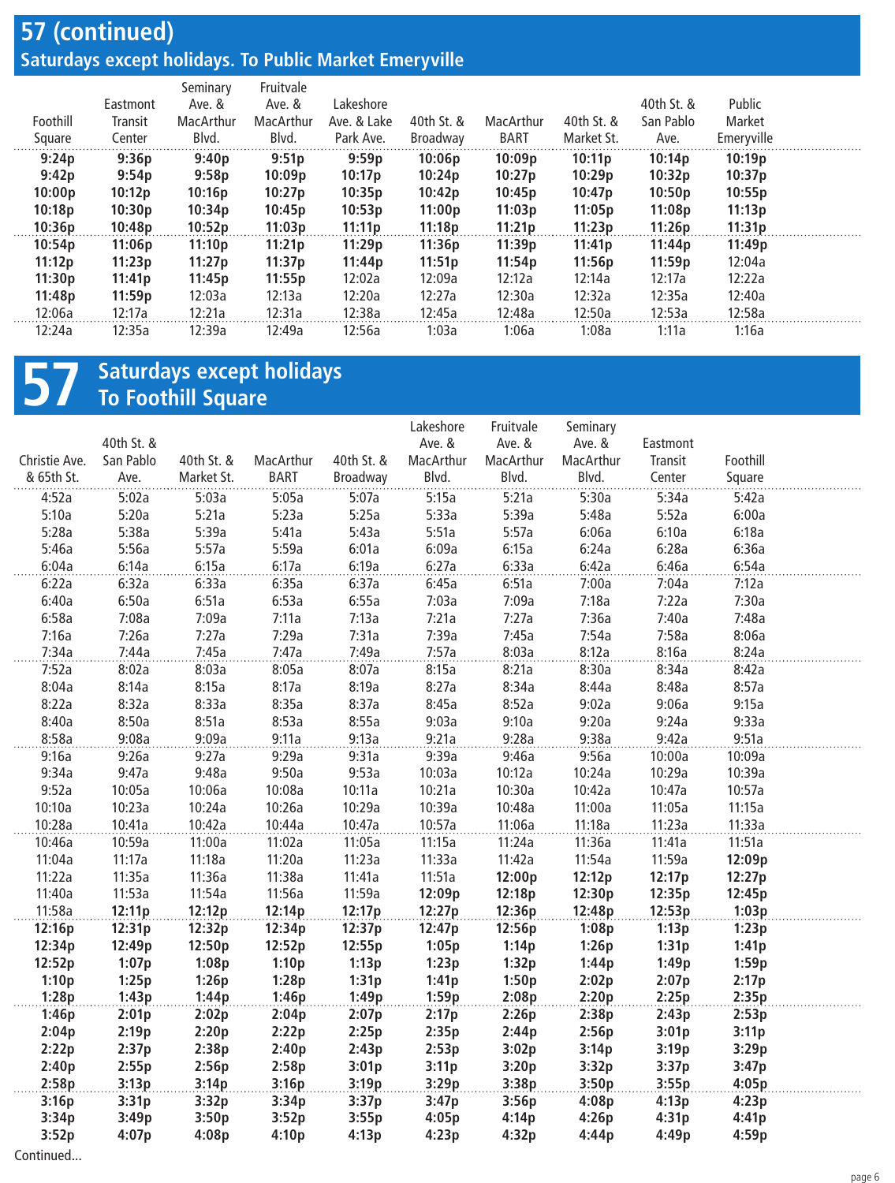## 57 (continued)
### Saturdays except holidays. To Public Market Emeryville

| Foothill Square | Eastmont Transit Center | Seminary Ave. & MacArthur Blvd. | Fruitvale Ave. & MacArthur Blvd. | Lakeshore Ave. & Lake Park Ave. | 40th St. & Broadway | MacArthur BART | 40th St. & Market St. | 40th St. & San Pablo Ave. | Public Market Emeryville |
|---|---|---|---|---|---|---|---|---|---|
| **9:24p** | **9:36p** | **9:40p** | **9:51p** | **9:59p** | **10:06p** | **10:09p** | **10:11p** | **10:14p** | **10:19p** |
| **9:42p** | **9:54p** | **9:58p** | **10:09p** | **10:17p** | **10:24p** | **10:27p** | **10:29p** | **10:32p** | **10:37p** |
| **10:00p** | **10:12p** | **10:16p** | **10:27p** | **10:35p** | **10:42p** | **10:45p** | **10:47p** | **10:50p** | **10:55p** |
| **10:18p** | **10:30p** | **10:34p** | **10:45p** | **10:53p** | **11:00p** | **11:03p** | **11:05p** | **11:08p** | **11:13p** |
| **10:36p** | **10:48p** | **10:52p** | **11:03p** | **11:11p** | **11:18p** | **11:21p** | **11:23p** | **11:26p** | **11:31p** |
| **10:54p** | **11:06p** | **11:10p** | **11:21p** | **11:29p** | **11:36p** | **11:39p** | **11:41p** | **11:44p** | **11:49p** |
| **11:12p** | **11:23p** | **11:27p** | **11:37p** | **11:44p** | **11:51p** | **11:54p** | **11:56p** | **11:59p** | 12:04a |
| **11:30p** | **11:41p** | **11:45p** | **11:55p** | 12:02a | 12:09a | 12:12a | 12:14a | 12:17a | 12:22a |
| **11:48p** | **11:59p** | 12:03a | 12:13a | 12:20a | 12:27a | 12:30a | 12:32a | 12:35a | 12:40a |
| 12:06a | 12:17a | 12:21a | 12:31a | 12:38a | 12:45a | 12:48a | 12:50a | 12:53a | 12:58a |
| 12:24a | 12:35a | 12:39a | 12:49a | 12:56a | 1:03a | 1:06a | 1:08a | 1:11a | 1:16a |

## 57 Saturdays except holidays
### To Foothill Square

| Christie Ave. & 65th St. | 40th St. & San Pablo Ave. | 40th St. & Market St. | MacArthur BART | 40th St. & Broadway | Lakeshore Ave. & MacArthur Blvd. | Fruitvale Ave. & MacArthur Blvd. | Seminary Ave. & MacArthur Blvd. | Eastmont Transit Center | Foothill Square |
|---|---|---|---|---|---|---|---|---|---|
| 4:52a | 5:02a | 5:03a | 5:05a | 5:07a | 5:15a | 5:21a | 5:30a | 5:34a | 5:42a |
| 5:10a | 5:20a | 5:21a | 5:23a | 5:25a | 5:33a | 5:39a | 5:48a | 5:52a | 6:00a |
| 5:28a | 5:38a | 5:39a | 5:41a | 5:43a | 5:51a | 5:57a | 6:06a | 6:10a | 6:18a |
| 5:46a | 5:56a | 5:57a | 5:59a | 6:01a | 6:09a | 6:15a | 6:24a | 6:28a | 6:36a |
| 6:04a | 6:14a | 6:15a | 6:17a | 6:19a | 6:27a | 6:33a | 6:42a | 6:46a | 6:54a |
| 6:22a | 6:32a | 6:33a | 6:35a | 6:37a | 6:45a | 6:51a | 7:00a | 7:04a | 7:12a |
| 6:40a | 6:50a | 6:51a | 6:53a | 6:55a | 7:03a | 7:09a | 7:18a | 7:22a | 7:30a |
| 6:58a | 7:08a | 7:09a | 7:11a | 7:13a | 7:21a | 7:27a | 7:36a | 7:40a | 7:48a |
| 7:16a | 7:26a | 7:27a | 7:29a | 7:31a | 7:39a | 7:45a | 7:54a | 7:58a | 8:06a |
| 7:34a | 7:44a | 7:45a | 7:47a | 7:49a | 7:57a | 8:03a | 8:12a | 8:16a | 8:24a |
| 7:52a | 8:02a | 8:03a | 8:05a | 8:07a | 8:15a | 8:21a | 8:30a | 8:34a | 8:42a |
| 8:04a | 8:14a | 8:15a | 8:17a | 8:19a | 8:27a | 8:34a | 8:44a | 8:48a | 8:57a |
| 8:22a | 8:32a | 8:33a | 8:35a | 8:37a | 8:45a | 8:52a | 9:02a | 9:06a | 9:15a |
| 8:40a | 8:50a | 8:51a | 8:53a | 8:55a | 9:03a | 9:10a | 9:20a | 9:24a | 9:33a |
| 8:58a | 9:08a | 9:09a | 9:11a | 9:13a | 9:21a | 9:28a | 9:38a | 9:42a | 9:51a |
| 9:16a | 9:26a | 9:27a | 9:29a | 9:31a | 9:39a | 9:46a | 9:56a | 10:00a | 10:09a |
| 9:34a | 9:47a | 9:48a | 9:50a | 9:53a | 10:03a | 10:12a | 10:24a | 10:29a | 10:39a |
| 9:52a | 10:05a | 10:06a | 10:08a | 10:11a | 10:21a | 10:30a | 10:42a | 10:47a | 10:57a |
| 10:10a | 10:23a | 10:24a | 10:26a | 10:29a | 10:39a | 10:48a | 11:00a | 11:05a | 11:15a |
| 10:28a | 10:41a | 10:42a | 10:44a | 10:47a | 10:57a | 11:06a | 11:18a | 11:23a | 11:33a |
| 10:46a | 10:59a | 11:00a | 11:02a | 11:05a | 11:15a | 11:24a | 11:36a | 11:41a | 11:51a |
| 11:04a | 11:17a | 11:18a | 11:20a | 11:23a | 11:33a | 11:42a | 11:54a | 11:59a | **12:09p** |
| 11:22a | 11:35a | 11:36a | 11:38a | 11:41a | 11:51a | **12:00p** | **12:12p** | **12:17p** | **12:27p** |
| 11:40a | 11:53a | 11:54a | 11:56a | 11:59a | **12:09p** | **12:18p** | **12:30p** | **12:35p** | **12:45p** |
| 11:58a | **12:11p** | **12:12p** | **12:14p** | **12:17p** | **12:27p** | **12:36p** | **12:48p** | **12:53p** | **1:03p** |
| **12:16p** | **12:31p** | **12:32p** | **12:34p** | **12:37p** | **12:47p** | **12:56p** | **1:08p** | **1:13p** | **1:23p** |
| **12:34p** | **12:49p** | **12:50p** | **12:52p** | **12:55p** | **1:05p** | **1:14p** | **1:26p** | **1:31p** | **1:41p** |
| **12:52p** | **1:07p** | **1:08p** | **1:10p** | **1:13p** | **1:23p** | **1:32p** | **1:44p** | **1:49p** | **1:59p** |
| **1:10p** | **1:25p** | **1:26p** | **1:28p** | **1:31p** | **1:41p** | **1:50p** | **2:02p** | **2:07p** | **2:17p** |
| **1:28p** | **1:43p** | **1:44p** | **1:46p** | **1:49p** | **1:59p** | **2:08p** | **2:20p** | **2:25p** | **2:35p** |
| **1:46p** | **2:01p** | **2:02p** | **2:04p** | **2:07p** | **2:17p** | **2:26p** | **2:38p** | **2:43p** | **2:53p** |
| **2:04p** | **2:19p** | **2:20p** | **2:22p** | **2:25p** | **2:35p** | **2:44p** | **2:56p** | **3:01p** | **3:11p** |
| **2:22p** | **2:37p** | **2:38p** | **2:40p** | **2:43p** | **2:53p** | **3:02p** | **3:14p** | **3:19p** | **3:29p** |
| **2:40p** | **2:55p** | **2:56p** | **2:58p** | **3:01p** | **3:11p** | **3:20p** | **3:32p** | **3:37p** | **3:47p** |
| **2:58p** | **3:13p** | **3:14p** | **3:16p** | **3:19p** | **3:29p** | **3:38p** | **3:50p** | **3:55p** | **4:05p** |
| **3:16p** | **3:31p** | **3:32p** | **3:34p** | **3:37p** | **3:47p** | **3:56p** | **4:08p** | **4:13p** | **4:23p** |
| **3:34p** | **3:49p** | **3:50p** | **3:52p** | **3:55p** | **4:05p** | **4:14p** | **4:26p** | **4:31p** | **4:41p** |
| **3:52p** | **4:07p** | **4:08p** | **4:10p** | **4:13p** | **4:23p** | **4:32p** | **4:44p** | **4:49p** | **4:59p** |

Continued...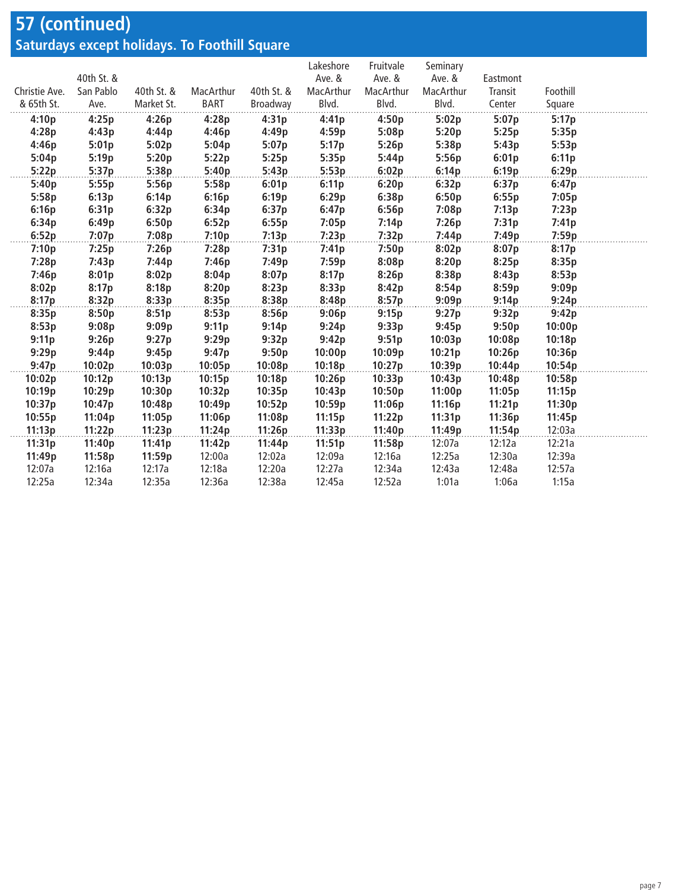# 57 (continued)

## Saturdays except holidays. To Foothill Square

| Christie Ave. & 65th St. | 40th St. & San Pablo Ave. | 40th St. & Market St. | MacArthur BART | 40th St. & Broadway | Lakeshore Ave. & MacArthur Blvd. | Fruitvale Ave. & MacArthur Blvd. | Seminary Ave. & MacArthur Blvd. | Eastmont Transit Center | Foothill Square |
|---|---|---|---|---|---|---|---|---|---|
| **4:10p** | **4:25p** | **4:26p** | **4:28p** | **4:31p** | **4:41p** | **4:50p** | **5:02p** | **5:07p** | **5:17p** |
| **4:28p** | **4:43p** | **4:44p** | **4:46p** | **4:49p** | **4:59p** | **5:08p** | **5:20p** | **5:25p** | **5:35p** |
| **4:46p** | **5:01p** | **5:02p** | **5:04p** | **5:07p** | **5:17p** | **5:26p** | **5:38p** | **5:43p** | **5:53p** |
| **5:04p** | **5:19p** | **5:20p** | **5:22p** | **5:25p** | **5:35p** | **5:44p** | **5:56p** | **6:01p** | **6:11p** |
| **5:22p** | **5:37p** | **5:38p** | **5:40p** | **5:43p** | **5:53p** | **6:02p** | **6:14p** | **6:19p** | **6:29p** |
| **5:40p** | **5:55p** | **5:56p** | **5:58p** | **6:01p** | **6:11p** | **6:20p** | **6:32p** | **6:37p** | **6:47p** |
| **5:58p** | **6:13p** | **6:14p** | **6:16p** | **6:19p** | **6:29p** | **6:38p** | **6:50p** | **6:55p** | **7:05p** |
| **6:16p** | **6:31p** | **6:32p** | **6:34p** | **6:37p** | **6:47p** | **6:56p** | **7:08p** | **7:13p** | **7:23p** |
| **6:34p** | **6:49p** | **6:50p** | **6:52p** | **6:55p** | **7:05p** | **7:14p** | **7:26p** | **7:31p** | **7:41p** |
| **6:52p** | **7:07p** | **7:08p** | **7:10p** | **7:13p** | **7:23p** | **7:32p** | **7:44p** | **7:49p** | **7:59p** |
| **7:10p** | **7:25p** | **7:26p** | **7:28p** | **7:31p** | **7:41p** | **7:50p** | **8:02p** | **8:07p** | **8:17p** |
| **7:28p** | **7:43p** | **7:44p** | **7:46p** | **7:49p** | **7:59p** | **8:08p** | **8:20p** | **8:25p** | **8:35p** |
| **7:46p** | **8:01p** | **8:02p** | **8:04p** | **8:07p** | **8:17p** | **8:26p** | **8:38p** | **8:43p** | **8:53p** |
| **8:02p** | **8:17p** | **8:18p** | **8:20p** | **8:23p** | **8:33p** | **8:42p** | **8:54p** | **8:59p** | **9:09p** |
| **8:17p** | **8:32p** | **8:33p** | **8:35p** | **8:38p** | **8:48p** | **8:57p** | **9:09p** | **9:14p** | **9:24p** |
| **8:35p** | **8:50p** | **8:51p** | **8:53p** | **8:56p** | **9:06p** | **9:15p** | **9:27p** | **9:32p** | **9:42p** |
| **8:53p** | **9:08p** | **9:09p** | **9:11p** | **9:14p** | **9:24p** | **9:33p** | **9:45p** | **9:50p** | **10:00p** |
| **9:11p** | **9:26p** | **9:27p** | **9:29p** | **9:32p** | **9:42p** | **9:51p** | **10:03p** | **10:08p** | **10:18p** |
| **9:29p** | **9:44p** | **9:45p** | **9:47p** | **9:50p** | **10:00p** | **10:09p** | **10:21p** | **10:26p** | **10:36p** |
| **9:47p** | **10:02p** | **10:03p** | **10:05p** | **10:08p** | **10:18p** | **10:27p** | **10:39p** | **10:44p** | **10:54p** |
| **10:02p** | **10:12p** | **10:13p** | **10:15p** | **10:18p** | **10:26p** | **10:33p** | **10:43p** | **10:48p** | **10:58p** |
| **10:19p** | **10:29p** | **10:30p** | **10:32p** | **10:35p** | **10:43p** | **10:50p** | **11:00p** | **11:05p** | **11:15p** |
| **10:37p** | **10:47p** | **10:48p** | **10:49p** | **10:52p** | **10:59p** | **11:06p** | **11:16p** | **11:21p** | **11:30p** |
| **10:55p** | **11:04p** | **11:05p** | **11:06p** | **11:08p** | **11:15p** | **11:22p** | **11:31p** | **11:36p** | **11:45p** |
| **11:13p** | **11:22p** | **11:23p** | **11:24p** | **11:26p** | **11:33p** | **11:40p** | **11:49p** | **11:54p** | 12:03a |
| **11:31p** | **11:40p** | **11:41p** | **11:42p** | **11:44p** | **11:51p** | **11:58p** | 12:07a | 12:12a | 12:21a |
| **11:49p** | **11:58p** | **11:59p** | 12:00a | 12:02a | 12:09a | 12:16a | 12:25a | 12:30a | 12:39a |
| 12:07a | 12:16a | 12:17a | 12:18a | 12:20a | 12:27a | 12:34a | 12:43a | 12:48a | 12:57a |
| 12:25a | 12:34a | 12:35a | 12:36a | 12:38a | 12:45a | 12:52a | 1:01a | 1:06a | 1:15a |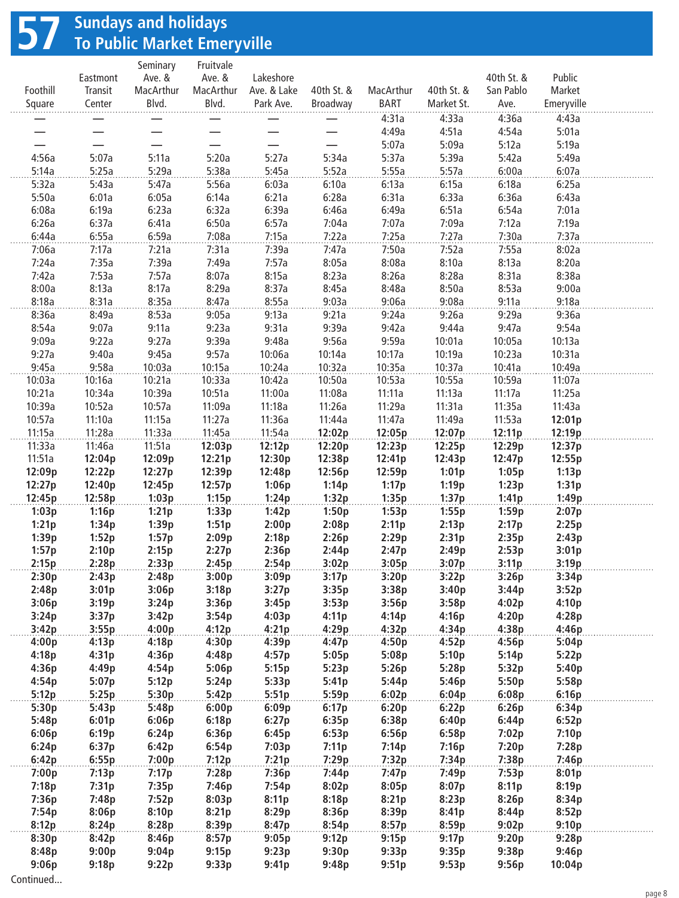# 57 Sundays and holidays
## To Public Market Emeryville

| Foothill Square | Eastmont Transit Center | Seminary Ave. & MacArthur Blvd. | Fruitvale Ave. & MacArthur Blvd. | Lakeshore Ave. & Lake Park Ave. | 40th St. & Broadway | MacArthur BART | 40th St. & Market St. | 40th St. & San Pablo Ave. | Public Market Emeryville |
|---|---|---|---|---|---|---|---|---|---|
| — | — | — | — | — | — | 4:31a | 4:33a | 4:36a | 4:43a |
| — | — | — | — | — | — | 4:49a | 4:51a | 4:54a | 5:01a |
| — | — | — | — | — | — | 5:07a | 5:09a | 5:12a | 5:19a |
| 4:56a | 5:07a | 5:11a | 5:20a | 5:27a | 5:34a | 5:37a | 5:39a | 5:42a | 5:49a |
| 5:14a | 5:25a | 5:29a | 5:38a | 5:45a | 5:52a | 5:55a | 5:57a | 6:00a | 6:07a |
| 5:32a | 5:43a | 5:47a | 5:56a | 6:03a | 6:10a | 6:13a | 6:15a | 6:18a | 6:25a |
| 5:50a | 6:01a | 6:05a | 6:14a | 6:21a | 6:28a | 6:31a | 6:33a | 6:36a | 6:43a |
| 6:08a | 6:19a | 6:23a | 6:32a | 6:39a | 6:46a | 6:49a | 6:51a | 6:54a | 7:01a |
| 6:26a | 6:37a | 6:41a | 6:50a | 6:57a | 7:04a | 7:07a | 7:09a | 7:12a | 7:19a |
| 6:44a | 6:55a | 6:59a | 7:08a | 7:15a | 7:22a | 7:25a | 7:27a | 7:30a | 7:37a |
| 7:06a | 7:17a | 7:21a | 7:31a | 7:39a | 7:47a | 7:50a | 7:52a | 7:55a | 8:02a |
| 7:24a | 7:35a | 7:39a | 7:49a | 7:57a | 8:05a | 8:08a | 8:10a | 8:13a | 8:20a |
| 7:42a | 7:53a | 7:57a | 8:07a | 8:15a | 8:23a | 8:26a | 8:28a | 8:31a | 8:38a |
| 8:00a | 8:13a | 8:17a | 8:29a | 8:37a | 8:45a | 8:48a | 8:50a | 8:53a | 9:00a |
| 8:18a | 8:31a | 8:35a | 8:47a | 8:55a | 9:03a | 9:06a | 9:08a | 9:11a | 9:18a |
| 8:36a | 8:49a | 8:53a | 9:05a | 9:13a | 9:21a | 9:24a | 9:26a | 9:29a | 9:36a |
| 8:54a | 9:07a | 9:11a | 9:23a | 9:31a | 9:39a | 9:42a | 9:44a | 9:47a | 9:54a |
| 9:09a | 9:22a | 9:27a | 9:39a | 9:48a | 9:56a | 9:59a | 10:01a | 10:05a | 10:13a |
| 9:27a | 9:40a | 9:45a | 9:57a | 10:06a | 10:14a | 10:17a | 10:19a | 10:23a | 10:31a |
| 9:45a | 9:58a | 10:03a | 10:15a | 10:24a | 10:32a | 10:35a | 10:37a | 10:41a | 10:49a |
| 10:03a | 10:16a | 10:21a | 10:33a | 10:42a | 10:50a | 10:53a | 10:55a | 10:59a | 11:07a |
| 10:21a | 10:34a | 10:39a | 10:51a | 11:00a | 11:08a | 11:11a | 11:13a | 11:17a | 11:25a |
| 10:39a | 10:52a | 10:57a | 11:09a | 11:18a | 11:26a | 11:29a | 11:31a | 11:35a | 11:43a |
| 10:57a | 11:10a | 11:15a | 11:27a | 11:36a | 11:44a | 11:47a | 11:49a | 11:53a | **12:01p** |
| 11:15a | 11:28a | 11:33a | 11:45a | 11:54a | **12:02p** | **12:05p** | **12:07p** | **12:11p** | **12:19p** |
| 11:33a | 11:46a | 11:51a | **12:03p** | **12:12p** | **12:20p** | **12:23p** | **12:25p** | **12:29p** | **12:37p** |
| 11:51a | **12:04p** | **12:09p** | **12:21p** | **12:30p** | **12:38p** | **12:41p** | **12:43p** | **12:47p** | **12:55p** |
| **12:09p** | **12:22p** | **12:27p** | **12:39p** | **12:48p** | **12:56p** | **12:59p** | **1:01p** | **1:05p** | **1:13p** |
| **12:27p** | **12:40p** | **12:45p** | **12:57p** | **1:06p** | **1:14p** | **1:17p** | **1:19p** | **1:23p** | **1:31p** |
| **12:45p** | **12:58p** | **1:03p** | **1:15p** | **1:24p** | **1:32p** | **1:35p** | **1:37p** | **1:41p** | **1:49p** |
| **1:03p** | **1:16p** | **1:21p** | **1:33p** | **1:42p** | **1:50p** | **1:53p** | **1:55p** | **1:59p** | **2:07p** |
| **1:21p** | **1:34p** | **1:39p** | **1:51p** | **2:00p** | **2:08p** | **2:11p** | **2:13p** | **2:17p** | **2:25p** |
| **1:39p** | **1:52p** | **1:57p** | **2:09p** | **2:18p** | **2:26p** | **2:29p** | **2:31p** | **2:35p** | **2:43p** |
| **1:57p** | **2:10p** | **2:15p** | **2:27p** | **2:36p** | **2:44p** | **2:47p** | **2:49p** | **2:53p** | **3:01p** |
| **2:15p** | **2:28p** | **2:33p** | **2:45p** | **2:54p** | **3:02p** | **3:05p** | **3:07p** | **3:11p** | **3:19p** |
| **2:30p** | **2:43p** | **2:48p** | **3:00p** | **3:09p** | **3:17p** | **3:20p** | **3:22p** | **3:26p** | **3:34p** |
| **2:48p** | **3:01p** | **3:06p** | **3:18p** | **3:27p** | **3:35p** | **3:38p** | **3:40p** | **3:44p** | **3:52p** |
| **3:06p** | **3:19p** | **3:24p** | **3:36p** | **3:45p** | **3:53p** | **3:56p** | **3:58p** | **4:02p** | **4:10p** |
| **3:24p** | **3:37p** | **3:42p** | **3:54p** | **4:03p** | **4:11p** | **4:14p** | **4:16p** | **4:20p** | **4:28p** |
| **3:42p** | **3:55p** | **4:00p** | **4:12p** | **4:21p** | **4:29p** | **4:32p** | **4:34p** | **4:38p** | **4:46p** |
| **4:00p** | **4:13p** | **4:18p** | **4:30p** | **4:39p** | **4:47p** | **4:50p** | **4:52p** | **4:56p** | **5:04p** |
| **4:18p** | **4:31p** | **4:36p** | **4:48p** | **4:57p** | **5:05p** | **5:08p** | **5:10p** | **5:14p** | **5:22p** |
| **4:36p** | **4:49p** | **4:54p** | **5:06p** | **5:15p** | **5:23p** | **5:26p** | **5:28p** | **5:32p** | **5:40p** |
| **4:54p** | **5:07p** | **5:12p** | **5:24p** | **5:33p** | **5:41p** | **5:44p** | **5:46p** | **5:50p** | **5:58p** |
| **5:12p** | **5:25p** | **5:30p** | **5:42p** | **5:51p** | **5:59p** | **6:02p** | **6:04p** | **6:08p** | **6:16p** |
| **5:30p** | **5:43p** | **5:48p** | **6:00p** | **6:09p** | **6:17p** | **6:20p** | **6:22p** | **6:26p** | **6:34p** |
| **5:48p** | **6:01p** | **6:06p** | **6:18p** | **6:27p** | **6:35p** | **6:38p** | **6:40p** | **6:44p** | **6:52p** |
| **6:06p** | **6:19p** | **6:24p** | **6:36p** | **6:45p** | **6:53p** | **6:56p** | **6:58p** | **7:02p** | **7:10p** |
| **6:24p** | **6:37p** | **6:42p** | **6:54p** | **7:03p** | **7:11p** | **7:14p** | **7:16p** | **7:20p** | **7:28p** |
| **6:42p** | **6:55p** | **7:00p** | **7:12p** | **7:21p** | **7:29p** | **7:32p** | **7:34p** | **7:38p** | **7:46p** |
| **7:00p** | **7:13p** | **7:17p** | **7:28p** | **7:36p** | **7:44p** | **7:47p** | **7:49p** | **7:53p** | **8:01p** |
| **7:18p** | **7:31p** | **7:35p** | **7:46p** | **7:54p** | **8:02p** | **8:05p** | **8:07p** | **8:11p** | **8:19p** |
| **7:36p** | **7:48p** | **7:52p** | **8:03p** | **8:11p** | **8:18p** | **8:21p** | **8:23p** | **8:26p** | **8:34p** |
| **7:54p** | **8:06p** | **8:10p** | **8:21p** | **8:29p** | **8:36p** | **8:39p** | **8:41p** | **8:44p** | **8:52p** |
| **8:12p** | **8:24p** | **8:28p** | **8:39p** | **8:47p** | **8:54p** | **8:57p** | **8:59p** | **9:02p** | **9:10p** |
| **8:30p** | **8:42p** | **8:46p** | **8:57p** | **9:05p** | **9:12p** | **9:15p** | **9:17p** | **9:20p** | **9:28p** |
| **8:48p** | **9:00p** | **9:04p** | **9:15p** | **9:23p** | **9:30p** | **9:33p** | **9:35p** | **9:38p** | **9:46p** |
| **9:06p** | **9:18p** | **9:22p** | **9:33p** | **9:41p** | **9:48p** | **9:51p** | **9:53p** | **9:56p** | **10:04p** |

Continued...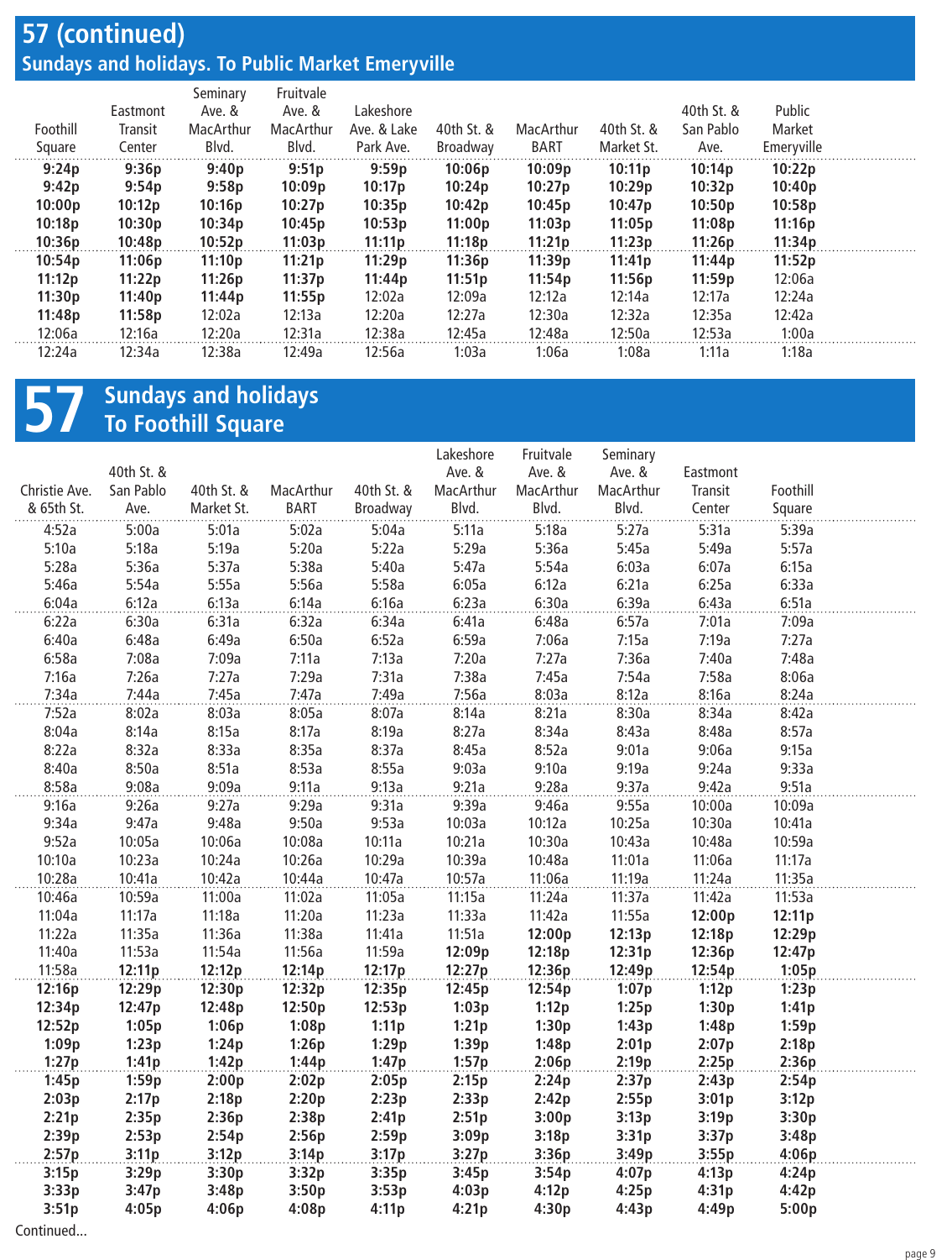## 57 (continued)

### Sundays and holidays. To Public Market Emeryville

| Foothill Square | Eastmont Transit Center | Seminary Ave. & MacArthur Blvd. | Fruitvale Ave. & MacArthur Blvd. | Lakeshore Ave. & Lake Park Ave. | 40th St. & Broadway | MacArthur BART | 40th St. & Market St. | 40th St. & San Pablo Ave. | Public Market Emeryville |
|---|---|---|---|---|---|---|---|---|---|
| **9:24p** | **9:36p** | **9:40p** | **9:51p** | **9:59p** | **10:06p** | **10:09p** | **10:11p** | **10:14p** | **10:22p** |
| **9:42p** | **9:54p** | **9:58p** | **10:09p** | **10:17p** | **10:24p** | **10:27p** | **10:29p** | **10:32p** | **10:40p** |
| **10:00p** | **10:12p** | **10:16p** | **10:27p** | **10:35p** | **10:42p** | **10:45p** | **10:47p** | **10:50p** | **10:58p** |
| **10:18p** | **10:30p** | **10:34p** | **10:45p** | **10:53p** | **11:00p** | **11:03p** | **11:05p** | **11:08p** | **11:16p** |
| **10:36p** | **10:48p** | **10:52p** | **11:03p** | **11:11p** | **11:18p** | **11:21p** | **11:23p** | **11:26p** | **11:34p** |
| **10:54p** | **11:06p** | **11:10p** | **11:21p** | **11:29p** | **11:36p** | **11:39p** | **11:41p** | **11:44p** | **11:52p** |
| **11:12p** | **11:22p** | **11:26p** | **11:37p** | **11:44p** | **11:51p** | **11:54p** | **11:56p** | **11:59p** | 12:06a |
| **11:30p** | **11:40p** | **11:44p** | **11:55p** | 12:02a | 12:09a | 12:12a | 12:14a | 12:17a | 12:24a |
| **11:48p** | **11:58p** | 12:02a | 12:13a | 12:20a | 12:27a | 12:30a | 12:32a | 12:35a | 12:42a |
| 12:06a | 12:16a | 12:20a | 12:31a | 12:38a | 12:45a | 12:48a | 12:50a | 12:53a | 1:00a |
| 12:24a | 12:34a | 12:38a | 12:49a | 12:56a | 1:03a | 1:06a | 1:08a | 1:11a | 1:18a |

## 57 Sundays and holidays To Foothill Square

| Christie Ave. & 65th St. | 40th St. & San Pablo Ave. | 40th St. & Market St. | MacArthur BART | 40th St. & Broadway | Lakeshore Ave. & MacArthur Blvd. | Fruitvale Ave. & MacArthur Blvd. | Seminary Ave. & MacArthur Blvd. | Eastmont Transit Center | Foothill Square |
|---|---|---|---|---|---|---|---|---|---|
| 4:52a | 5:00a | 5:01a | 5:02a | 5:04a | 5:11a | 5:18a | 5:27a | 5:31a | 5:39a |
| 5:10a | 5:18a | 5:19a | 5:20a | 5:22a | 5:29a | 5:36a | 5:45a | 5:49a | 5:57a |
| 5:28a | 5:36a | 5:37a | 5:38a | 5:40a | 5:47a | 5:54a | 6:03a | 6:07a | 6:15a |
| 5:46a | 5:54a | 5:55a | 5:56a | 5:58a | 6:05a | 6:12a | 6:21a | 6:25a | 6:33a |
| 6:04a | 6:12a | 6:13a | 6:14a | 6:16a | 6:23a | 6:30a | 6:39a | 6:43a | 6:51a |
| 6:22a | 6:30a | 6:31a | 6:32a | 6:34a | 6:41a | 6:48a | 6:57a | 7:01a | 7:09a |
| 6:40a | 6:48a | 6:49a | 6:50a | 6:52a | 6:59a | 7:06a | 7:15a | 7:19a | 7:27a |
| 6:58a | 7:08a | 7:09a | 7:11a | 7:13a | 7:20a | 7:27a | 7:36a | 7:40a | 7:48a |
| 7:16a | 7:26a | 7:27a | 7:29a | 7:31a | 7:38a | 7:45a | 7:54a | 7:58a | 8:06a |
| 7:34a | 7:44a | 7:45a | 7:47a | 7:49a | 7:56a | 8:03a | 8:12a | 8:16a | 8:24a |
| 7:52a | 8:02a | 8:03a | 8:05a | 8:07a | 8:14a | 8:21a | 8:30a | 8:34a | 8:42a |
| 8:04a | 8:14a | 8:15a | 8:17a | 8:19a | 8:27a | 8:34a | 8:43a | 8:48a | 8:57a |
| 8:22a | 8:32a | 8:33a | 8:35a | 8:37a | 8:45a | 8:52a | 9:01a | 9:06a | 9:15a |
| 8:40a | 8:50a | 8:51a | 8:53a | 8:55a | 9:03a | 9:10a | 9:19a | 9:24a | 9:33a |
| 8:58a | 9:08a | 9:09a | 9:11a | 9:13a | 9:21a | 9:28a | 9:37a | 9:42a | 9:51a |
| 9:16a | 9:26a | 9:27a | 9:29a | 9:31a | 9:39a | 9:46a | 9:55a | 10:00a | 10:09a |
| 9:34a | 9:47a | 9:48a | 9:50a | 9:53a | 10:03a | 10:12a | 10:25a | 10:30a | 10:41a |
| 9:52a | 10:05a | 10:06a | 10:08a | 10:11a | 10:21a | 10:30a | 10:43a | 10:48a | 10:59a |
| 10:10a | 10:23a | 10:24a | 10:26a | 10:29a | 10:39a | 10:48a | 11:01a | 11:06a | 11:17a |
| 10:28a | 10:41a | 10:42a | 10:44a | 10:47a | 10:57a | 11:06a | 11:19a | 11:24a | 11:35a |
| 10:46a | 10:59a | 11:00a | 11:02a | 11:05a | 11:15a | 11:24a | 11:37a | 11:42a | 11:53a |
| 11:04a | 11:17a | 11:18a | 11:20a | 11:23a | 11:33a | 11:42a | 11:55a | **12:00p** | **12:11p** |
| 11:22a | 11:35a | 11:36a | 11:38a | 11:41a | 11:51a | **12:00p** | **12:13p** | **12:18p** | **12:29p** |
| 11:40a | 11:53a | 11:54a | 11:56a | 11:59a | **12:09p** | **12:18p** | **12:31p** | **12:36p** | **12:47p** |
| 11:58a | **12:11p** | **12:12p** | **12:14p** | **12:17p** | **12:27p** | **12:36p** | **12:49p** | **12:54p** | **1:05p** |
| **12:16p** | **12:29p** | **12:30p** | **12:32p** | **12:35p** | **12:45p** | **12:54p** | **1:07p** | **1:12p** | **1:23p** |
| **12:34p** | **12:47p** | **12:48p** | **12:50p** | **12:53p** | **1:03p** | **1:12p** | **1:25p** | **1:30p** | **1:41p** |
| **12:52p** | **1:05p** | **1:06p** | **1:08p** | **1:11p** | **1:21p** | **1:30p** | **1:43p** | **1:48p** | **1:59p** |
| **1:09p** | **1:23p** | **1:24p** | **1:26p** | **1:29p** | **1:39p** | **1:48p** | **2:01p** | **2:07p** | **2:18p** |
| **1:27p** | **1:41p** | **1:42p** | **1:44p** | **1:47p** | **1:57p** | **2:06p** | **2:19p** | **2:25p** | **2:36p** |
| **1:45p** | **1:59p** | **2:00p** | **2:02p** | **2:05p** | **2:15p** | **2:24p** | **2:37p** | **2:43p** | **2:54p** |
| **2:03p** | **2:17p** | **2:18p** | **2:20p** | **2:23p** | **2:33p** | **2:42p** | **2:55p** | **3:01p** | **3:12p** |
| **2:21p** | **2:35p** | **2:36p** | **2:38p** | **2:41p** | **2:51p** | **3:00p** | **3:13p** | **3:19p** | **3:30p** |
| **2:39p** | **2:53p** | **2:54p** | **2:56p** | **2:59p** | **3:09p** | **3:18p** | **3:31p** | **3:37p** | **3:48p** |
| **2:57p** | **3:11p** | **3:12p** | **3:14p** | **3:17p** | **3:27p** | **3:36p** | **3:49p** | **3:55p** | **4:06p** |
| **3:15p** | **3:29p** | **3:30p** | **3:32p** | **3:35p** | **3:45p** | **3:54p** | **4:07p** | **4:13p** | **4:24p** |
| **3:33p** | **3:47p** | **3:48p** | **3:50p** | **3:53p** | **4:03p** | **4:12p** | **4:25p** | **4:31p** | **4:42p** |
| **3:51p** | **4:05p** | **4:06p** | **4:08p** | **4:11p** | **4:21p** | **4:30p** | **4:43p** | **4:49p** | **5:00p** |

Continued...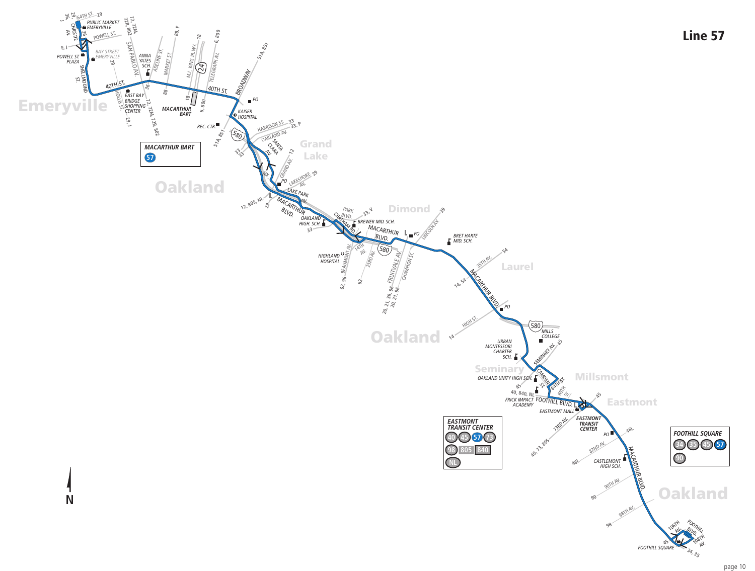# Line 57

MACARTHUR BART

57

EASTMONT TRANSIT CENTER

40 45 57 73 98 805 840 NL

FOOTHILL SQUARE

34 35 45 57 90

Emeryville

Oakland

Grand Lake

Dimond

Laurel

Seminary

Millsmont

Eastmont

PUBLIC MARKET EMERYVILLE

POWELL ST. PLAZA

BAY STREET EMERYVILLE

EAST BAY BRIDGE SHOPPING CENTER

ANNA YATES SCH.

MACARTHUR BART

KAISER HOSPITAL

REC. CTR.

OAKLAND HIGH. SCH.

BREWER MID. SCH.

HIGHLAND HOSPITAL

BRET HARTE MID. SCH.

MILLS COLLEGE

URBAN MONTESSORI CHARTER SCH.

OAKLAND UNITY HIGH SCH.

FRICK IMPACT ACADEMY

EASTMONT MALL

EASTMONT TRANSIT CENTER

CASTLEMONT HIGH SCH.

FOOTHILL SQUARE

64TH ST.

CHRISTIE AV.

POWELL ST.

SHELLMOUND ST.

40TH ST.

HOLLIS ST.

SAN PABLO AV.

ADELINE ST.

MARKET ST.

M.L. KING JR. WY.

TELEGRAPH AV.

BROADWAY

HARRISON ST.

OAKLAND AV.

SANTA CLARA AV.

GRAND AV.

LAKESHORE AV.

LAKE PARK AV.

MACARTHUR BLVD.

PARK BLVD.

CHATHAM RD.

BEAUMONT AV.

14TH AV.

23RD AV.

FRUITVALE AV.

CHAMPION ST.

LINCOLN AV.

35TH AV.

HIGH ST.

SEMINARY AV.

CAMDEN ST.

64TH ST.

68TH ST.

FOOTHILL BLVD.

73RD AV.

82ND AV.

90TH AV.

98TH AV.

106TH AV.

108TH AV.

PO

N